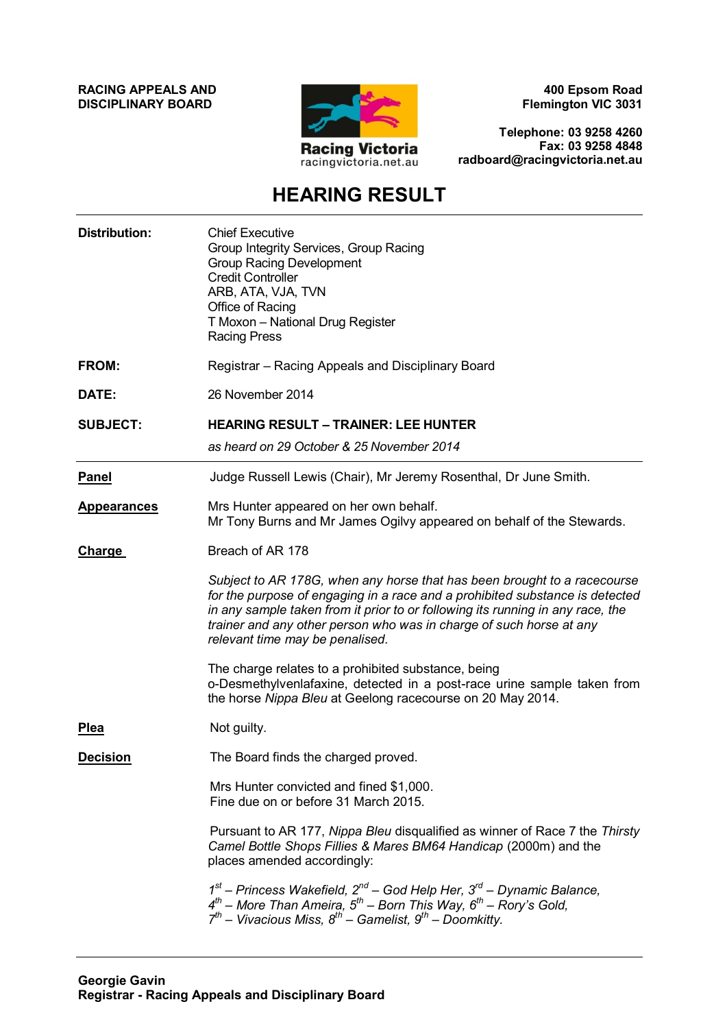**RACING APPEALS AND DISCIPLINARY BOARD**

Racing Victoria
racingvictoria.net.au

**400 Epsom Road**
**Flemington VIC 3031**

**Telephone: 03 9258 4260**
**Fax: 03 9258 4848**
**radboard@racingvictoria.net.au**

# HEARING RESULT

**Distribution:** Chief Executive
Group Integrity Services, Group Racing
Group Racing Development
Credit Controller
ARB, ATA, VJA, TVN
Office of Racing
T Moxon – National Drug Register
Racing Press

**FROM:** Registrar – Racing Appeals and Disciplinary Board

**DATE:** 26 November 2014

**SUBJECT:** **HEARING RESULT – TRAINER: LEE HUNTER**
*as heard on 29 October & 25 November 2014*

---

**Panel** Judge Russell Lewis (Chair), Mr Jeremy Rosenthal, Dr June Smith.

**Appearances** Mrs Hunter appeared on her own behalf.
Mr Tony Burns and Mr James Ogilvy appeared on behalf of the Stewards.

**Charge** Breach of AR 178

*Subject to AR 178G, when any horse that has been brought to a racecourse for the purpose of engaging in a race and a prohibited substance is detected in any sample taken from it prior to or following its running in any race, the trainer and any other person who was in charge of such horse at any relevant time may be penalised.*

The charge relates to a prohibited substance, being o-Desmethylvenlafaxine, detected in a post-race urine sample taken from the horse *Nippa Bleu* at Geelong racecourse on 20 May 2014.

**Plea** Not guilty.

**Decision** The Board finds the charged proved.

Mrs Hunter convicted and fined $1,000.
Fine due on or before 31 March 2015.

Pursuant to AR 177, *Nippa Bleu* disqualified as winner of Race 7 the *Thirsty Camel Bottle Shops Fillies & Mares BM64 Handicap* (2000m) and the places amended accordingly:

*1st – Princess Wakefield, 2nd – God Help Her, 3rd – Dynamic Balance, 4th – More Than Ameira, 5th – Born This Way, 6th – Rory's Gold, 7th – Vivacious Miss, 8th – Gamelist, 9th – Doomkitty.*

---

**Georgie Gavin**
**Registrar - Racing Appeals and Disciplinary Board**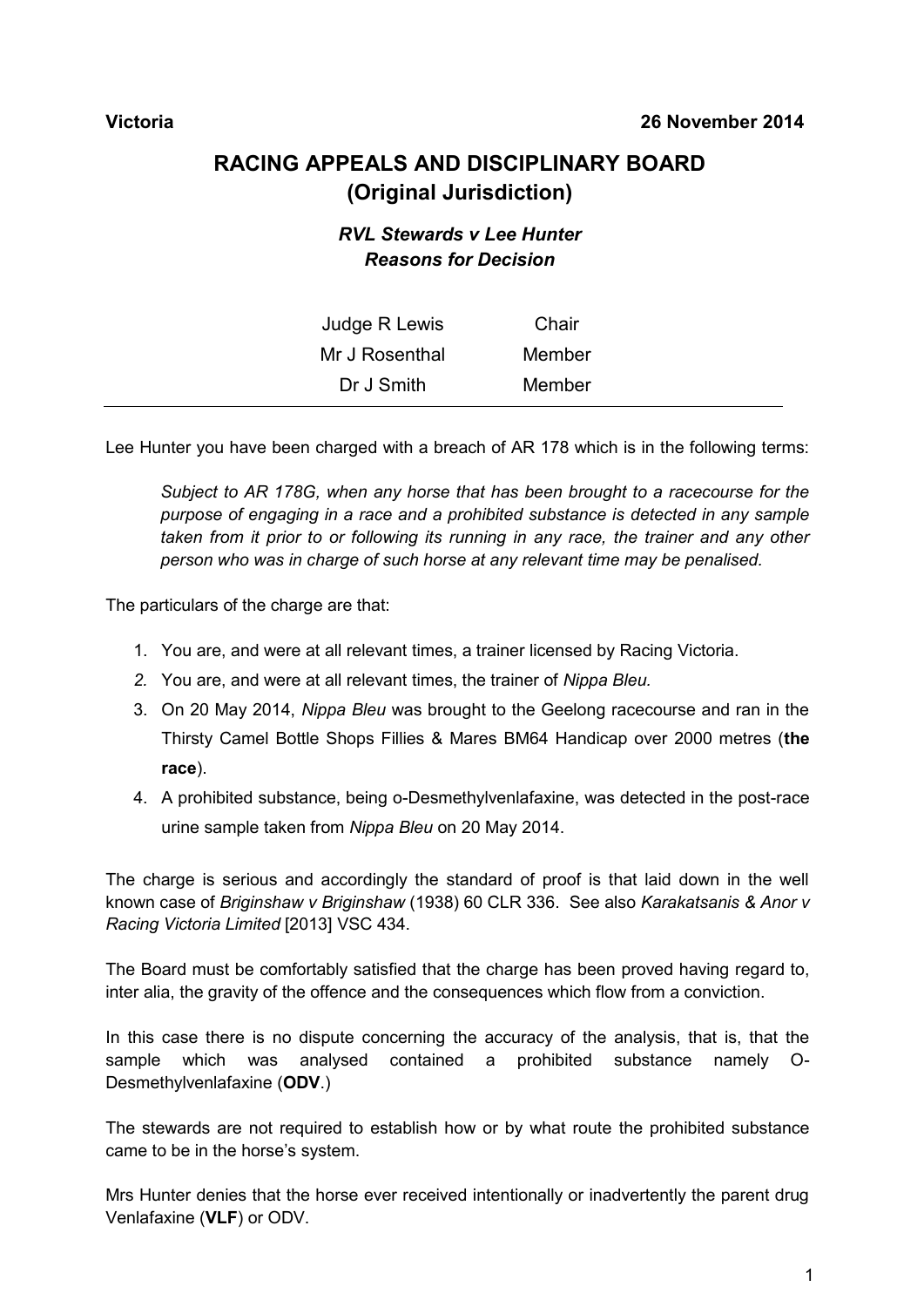**Victoria** **26 November 2014**

# RACING APPEALS AND DISCIPLINARY BOARD (Original Jurisdiction)

***RVL Stewards v Lee Hunter***
***Reasons for Decision***

| | |
|---|---|
| Judge R Lewis | Chair |
| Mr J Rosenthal | Member |
| Dr J Smith | Member |

Lee Hunter you have been charged with a breach of AR 178 which is in the following terms:

> *Subject to AR 178G, when any horse that has been brought to a racecourse for the purpose of engaging in a race and a prohibited substance is detected in any sample taken from it prior to or following its running in any race, the trainer and any other person who was in charge of such horse at any relevant time may be penalised.*

The particulars of the charge are that:

1. You are, and were at all relevant times, a trainer licensed by Racing Victoria.
2. You are, and were at all relevant times, the trainer of *Nippa Bleu.*
3. On 20 May 2014, *Nippa Bleu* was brought to the Geelong racecourse and ran in the Thirsty Camel Bottle Shops Fillies & Mares BM64 Handicap over 2000 metres (**the race**).
4. A prohibited substance, being o-Desmethylvenlafaxine, was detected in the post-race urine sample taken from *Nippa Bleu* on 20 May 2014.

The charge is serious and accordingly the standard of proof is that laid down in the well known case of *Briginshaw v Briginshaw* (1938) 60 CLR 336. See also *Karakatsanis & Anor v Racing Victoria Limited* [2013] VSC 434.

The Board must be comfortably satisfied that the charge has been proved having regard to, inter alia, the gravity of the offence and the consequences which flow from a conviction.

In this case there is no dispute concerning the accuracy of the analysis, that is, that the sample which was analysed contained a prohibited substance namely O-Desmethylvenlafaxine (**ODV**.)

The stewards are not required to establish how or by what route the prohibited substance came to be in the horse's system.

Mrs Hunter denies that the horse ever received intentionally or inadvertently the parent drug Venlafaxine (**VLF**) or ODV.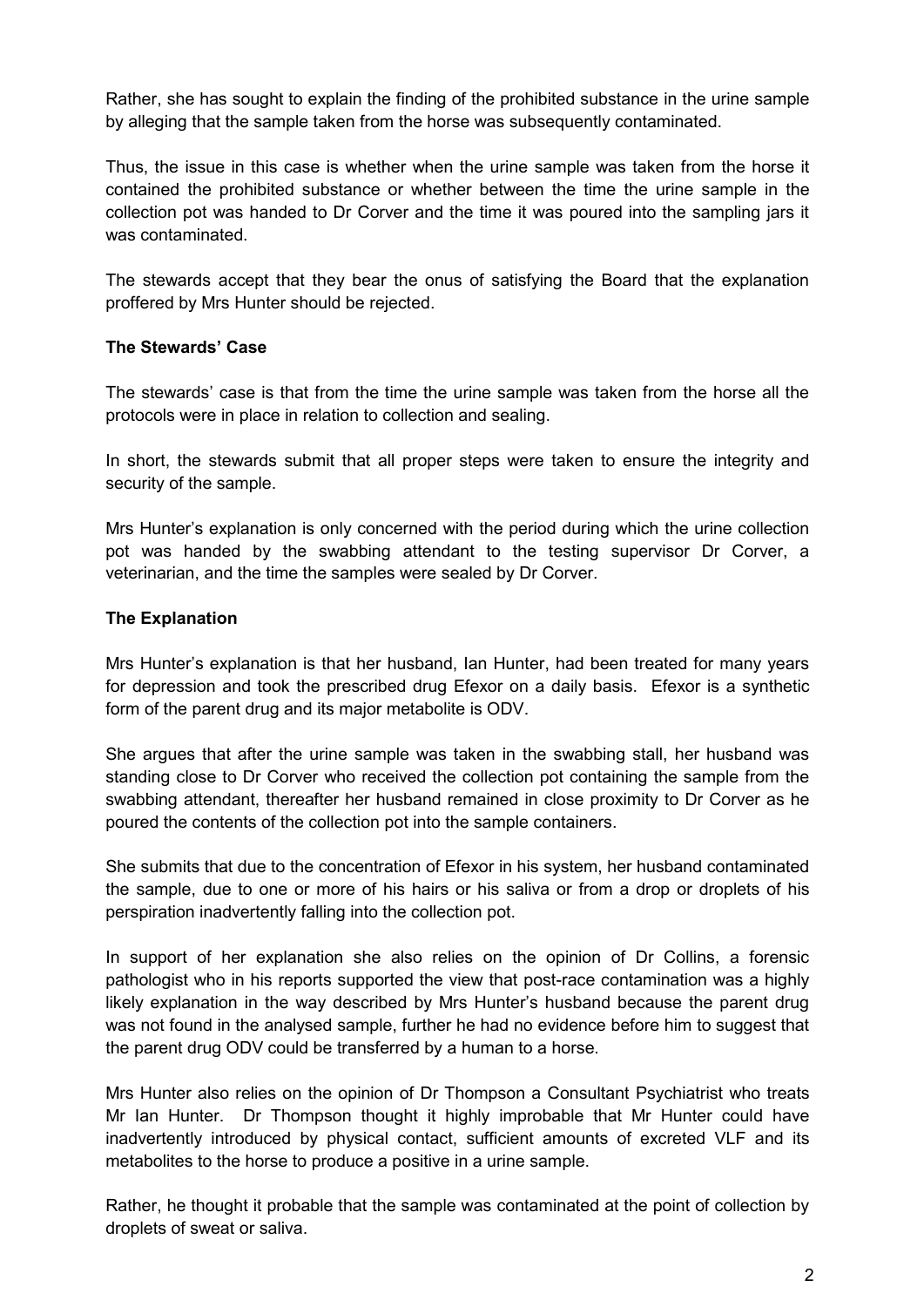Rather, she has sought to explain the finding of the prohibited substance in the urine sample by alleging that the sample taken from the horse was subsequently contaminated.

Thus, the issue in this case is whether when the urine sample was taken from the horse it contained the prohibited substance or whether between the time the urine sample in the collection pot was handed to Dr Corver and the time it was poured into the sampling jars it was contaminated.

The stewards accept that they bear the onus of satisfying the Board that the explanation proffered by Mrs Hunter should be rejected.

**The Stewards' Case**

The stewards' case is that from the time the urine sample was taken from the horse all the protocols were in place in relation to collection and sealing.

In short, the stewards submit that all proper steps were taken to ensure the integrity and security of the sample.

Mrs Hunter's explanation is only concerned with the period during which the urine collection pot was handed by the swabbing attendant to the testing supervisor Dr Corver, a veterinarian, and the time the samples were sealed by Dr Corver.

**The Explanation**

Mrs Hunter's explanation is that her husband, Ian Hunter, had been treated for many years for depression and took the prescribed drug Efexor on a daily basis. Efexor is a synthetic form of the parent drug and its major metabolite is ODV.

She argues that after the urine sample was taken in the swabbing stall, her husband was standing close to Dr Corver who received the collection pot containing the sample from the swabbing attendant, thereafter her husband remained in close proximity to Dr Corver as he poured the contents of the collection pot into the sample containers.

She submits that due to the concentration of Efexor in his system, her husband contaminated the sample, due to one or more of his hairs or his saliva or from a drop or droplets of his perspiration inadvertently falling into the collection pot.

In support of her explanation she also relies on the opinion of Dr Collins, a forensic pathologist who in his reports supported the view that post-race contamination was a highly likely explanation in the way described by Mrs Hunter's husband because the parent drug was not found in the analysed sample, further he had no evidence before him to suggest that the parent drug ODV could be transferred by a human to a horse.

Mrs Hunter also relies on the opinion of Dr Thompson a Consultant Psychiatrist who treats Mr Ian Hunter. Dr Thompson thought it highly improbable that Mr Hunter could have inadvertently introduced by physical contact, sufficient amounts of excreted VLF and its metabolites to the horse to produce a positive in a urine sample.

Rather, he thought it probable that the sample was contaminated at the point of collection by droplets of sweat or saliva.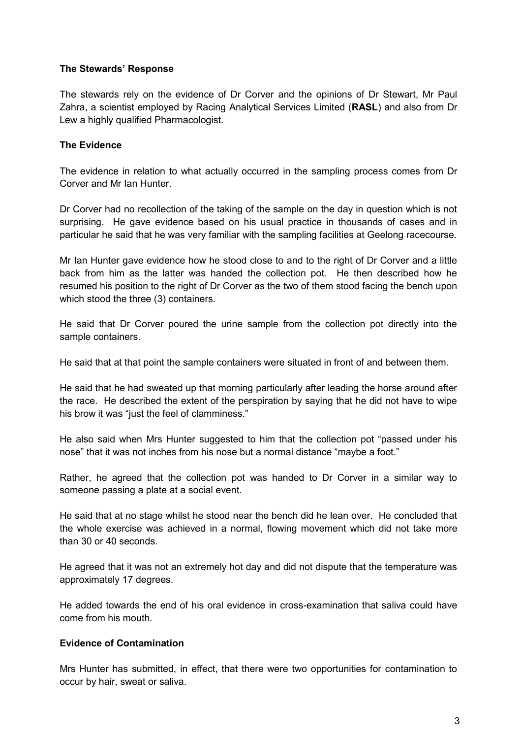### The Stewards' Response

The stewards rely on the evidence of Dr Corver and the opinions of Dr Stewart, Mr Paul Zahra, a scientist employed by Racing Analytical Services Limited (**RASL**) and also from Dr Lew a highly qualified Pharmacologist.

### The Evidence

The evidence in relation to what actually occurred in the sampling process comes from Dr Corver and Mr Ian Hunter.

Dr Corver had no recollection of the taking of the sample on the day in question which is not surprising. He gave evidence based on his usual practice in thousands of cases and in particular he said that he was very familiar with the sampling facilities at Geelong racecourse.

Mr Ian Hunter gave evidence how he stood close to and to the right of Dr Corver and a little back from him as the latter was handed the collection pot. He then described how he resumed his position to the right of Dr Corver as the two of them stood facing the bench upon which stood the three (3) containers.

He said that Dr Corver poured the urine sample from the collection pot directly into the sample containers.

He said that at that point the sample containers were situated in front of and between them.

He said that he had sweated up that morning particularly after leading the horse around after the race. He described the extent of the perspiration by saying that he did not have to wipe his brow it was "just the feel of clamminess."

He also said when Mrs Hunter suggested to him that the collection pot "passed under his nose" that it was not inches from his nose but a normal distance "maybe a foot."

Rather, he agreed that the collection pot was handed to Dr Corver in a similar way to someone passing a plate at a social event.

He said that at no stage whilst he stood near the bench did he lean over. He concluded that the whole exercise was achieved in a normal, flowing movement which did not take more than 30 or 40 seconds.

He agreed that it was not an extremely hot day and did not dispute that the temperature was approximately 17 degrees.

He added towards the end of his oral evidence in cross-examination that saliva could have come from his mouth.

### Evidence of Contamination

Mrs Hunter has submitted, in effect, that there were two opportunities for contamination to occur by hair, sweat or saliva.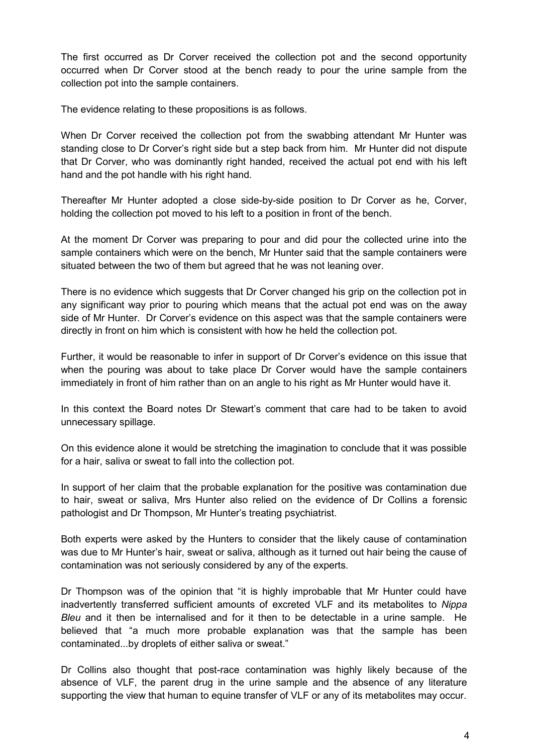The first occurred as Dr Corver received the collection pot and the second opportunity occurred when Dr Corver stood at the bench ready to pour the urine sample from the collection pot into the sample containers.

The evidence relating to these propositions is as follows.

When Dr Corver received the collection pot from the swabbing attendant Mr Hunter was standing close to Dr Corver's right side but a step back from him. Mr Hunter did not dispute that Dr Corver, who was dominantly right handed, received the actual pot end with his left hand and the pot handle with his right hand.

Thereafter Mr Hunter adopted a close side-by-side position to Dr Corver as he, Corver, holding the collection pot moved to his left to a position in front of the bench.

At the moment Dr Corver was preparing to pour and did pour the collected urine into the sample containers which were on the bench, Mr Hunter said that the sample containers were situated between the two of them but agreed that he was not leaning over.

There is no evidence which suggests that Dr Corver changed his grip on the collection pot in any significant way prior to pouring which means that the actual pot end was on the away side of Mr Hunter. Dr Corver's evidence on this aspect was that the sample containers were directly in front on him which is consistent with how he held the collection pot.

Further, it would be reasonable to infer in support of Dr Corver's evidence on this issue that when the pouring was about to take place Dr Corver would have the sample containers immediately in front of him rather than on an angle to his right as Mr Hunter would have it.

In this context the Board notes Dr Stewart's comment that care had to be taken to avoid unnecessary spillage.

On this evidence alone it would be stretching the imagination to conclude that it was possible for a hair, saliva or sweat to fall into the collection pot.

In support of her claim that the probable explanation for the positive was contamination due to hair, sweat or saliva, Mrs Hunter also relied on the evidence of Dr Collins a forensic pathologist and Dr Thompson, Mr Hunter's treating psychiatrist.

Both experts were asked by the Hunters to consider that the likely cause of contamination was due to Mr Hunter's hair, sweat or saliva, although as it turned out hair being the cause of contamination was not seriously considered by any of the experts.

Dr Thompson was of the opinion that "it is highly improbable that Mr Hunter could have inadvertently transferred sufficient amounts of excreted VLF and its metabolites to *Nippa Bleu* and it then be internalised and for it then to be detectable in a urine sample. He believed that "a much more probable explanation was that the sample has been contaminated...by droplets of either saliva or sweat."

Dr Collins also thought that post-race contamination was highly likely because of the absence of VLF, the parent drug in the urine sample and the absence of any literature supporting the view that human to equine transfer of VLF or any of its metabolites may occur.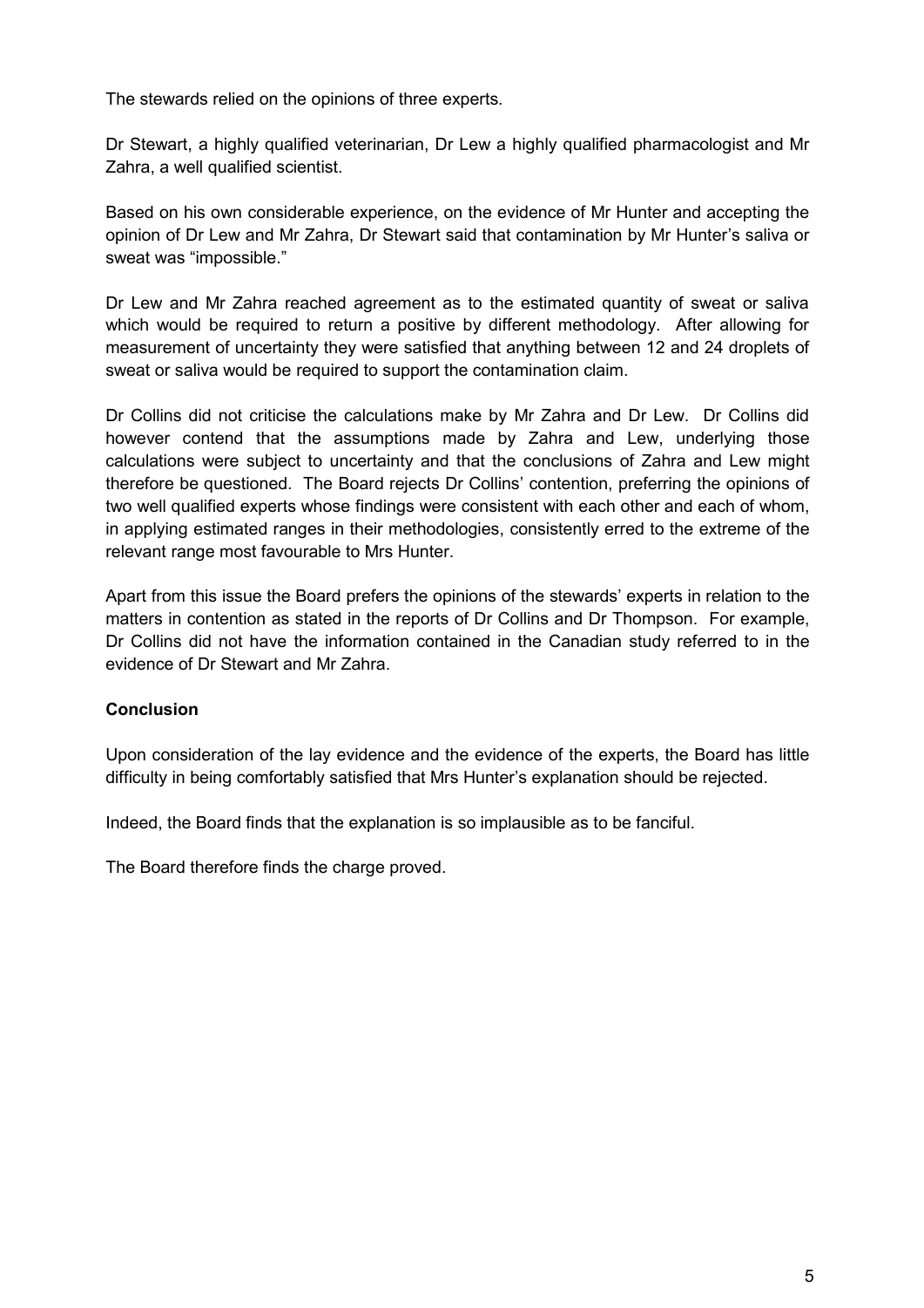The stewards relied on the opinions of three experts.

Dr Stewart, a highly qualified veterinarian, Dr Lew a highly qualified pharmacologist and Mr Zahra, a well qualified scientist.

Based on his own considerable experience, on the evidence of Mr Hunter and accepting the opinion of Dr Lew and Mr Zahra, Dr Stewart said that contamination by Mr Hunter's saliva or sweat was "impossible."

Dr Lew and Mr Zahra reached agreement as to the estimated quantity of sweat or saliva which would be required to return a positive by different methodology. After allowing for measurement of uncertainty they were satisfied that anything between 12 and 24 droplets of sweat or saliva would be required to support the contamination claim.

Dr Collins did not criticise the calculations make by Mr Zahra and Dr Lew. Dr Collins did however contend that the assumptions made by Zahra and Lew, underlying those calculations were subject to uncertainty and that the conclusions of Zahra and Lew might therefore be questioned. The Board rejects Dr Collins' contention, preferring the opinions of two well qualified experts whose findings were consistent with each other and each of whom, in applying estimated ranges in their methodologies, consistently erred to the extreme of the relevant range most favourable to Mrs Hunter.

Apart from this issue the Board prefers the opinions of the stewards' experts in relation to the matters in contention as stated in the reports of Dr Collins and Dr Thompson. For example, Dr Collins did not have the information contained in the Canadian study referred to in the evidence of Dr Stewart and Mr Zahra.

**Conclusion**

Upon consideration of the lay evidence and the evidence of the experts, the Board has little difficulty in being comfortably satisfied that Mrs Hunter's explanation should be rejected.

Indeed, the Board finds that the explanation is so implausible as to be fanciful.

The Board therefore finds the charge proved.